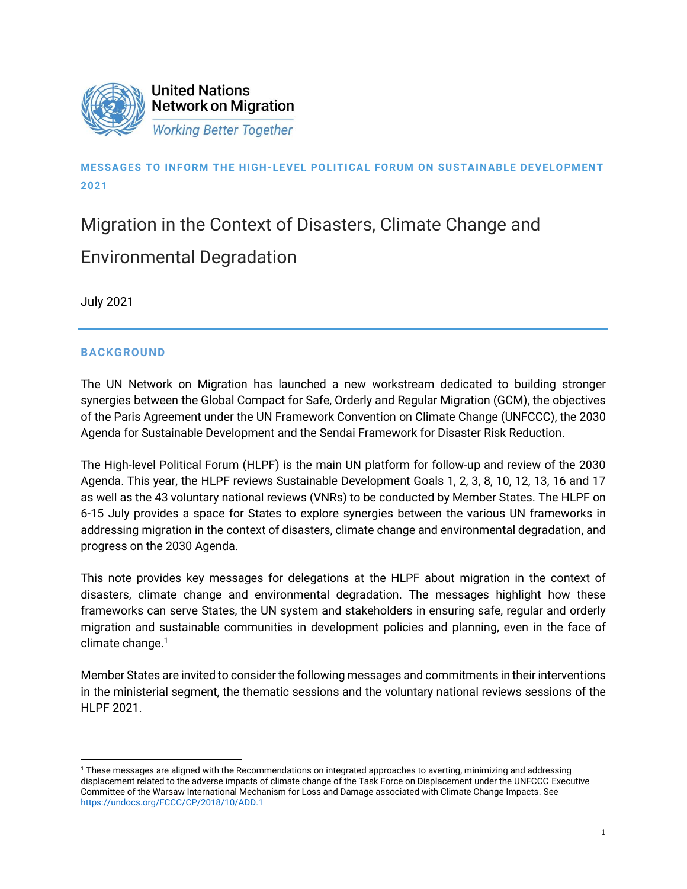United Nations
Network on Migration
*Working Better Together*

**MESSAGES TO INFORM THE HIGH-LEVEL POLITICAL FORUM ON SUSTAINABLE DEVELOPMENT 2021**

# Migration in the Context of Disasters, Climate Change and Environmental Degradation

July 2021

## BACKGROUND

The UN Network on Migration has launched a new workstream dedicated to building stronger synergies between the Global Compact for Safe, Orderly and Regular Migration (GCM), the objectives of the Paris Agreement under the UN Framework Convention on Climate Change (UNFCCC), the 2030 Agenda for Sustainable Development and the Sendai Framework for Disaster Risk Reduction.

The High-level Political Forum (HLPF) is the main UN platform for follow-up and review of the 2030 Agenda. This year, the HLPF reviews Sustainable Development Goals 1, 2, 3, 8, 10, 12, 13, 16 and 17 as well as the 43 voluntary national reviews (VNRs) to be conducted by Member States. The HLPF on 6-15 July provides a space for States to explore synergies between the various UN frameworks in addressing migration in the context of disasters, climate change and environmental degradation, and progress on the 2030 Agenda.

This note provides key messages for delegations at the HLPF about migration in the context of disasters, climate change and environmental degradation. The messages highlight how these frameworks can serve States, the UN system and stakeholders in ensuring safe, regular and orderly migration and sustainable communities in development policies and planning, even in the face of climate change.[1]

Member States are invited to consider the following messages and commitments in their interventions in the ministerial segment, the thematic sessions and the voluntary national reviews sessions of the HLPF 2021.

---

[1] These messages are aligned with the Recommendations on integrated approaches to averting, minimizing and addressing displacement related to the adverse impacts of climate change of the Task Force on Displacement under the UNFCCC Executive Committee of the Warsaw International Mechanism for Loss and Damage associated with Climate Change Impacts. See https://undocs.org/FCCC/CP/2018/10/ADD.1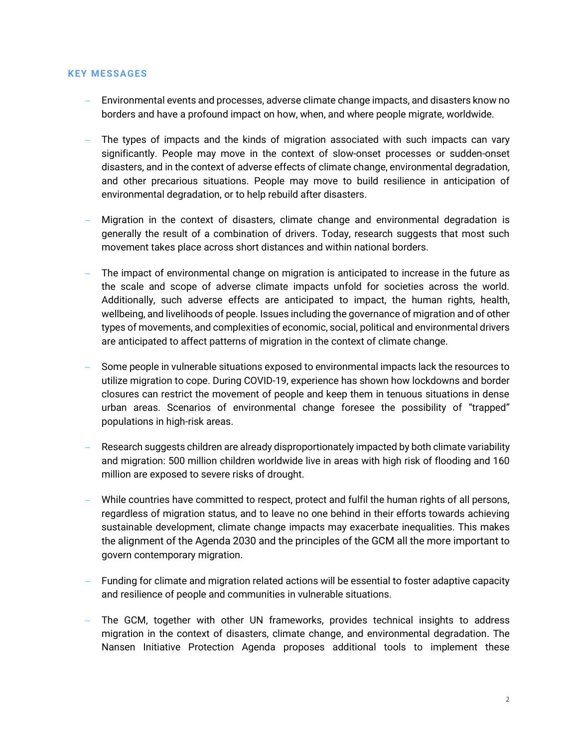### KEY MESSAGES

- Environmental events and processes, adverse climate change impacts, and disasters know no borders and have a profound impact on how, when, and where people migrate, worldwide.

- The types of impacts and the kinds of migration associated with such impacts can vary significantly. People may move in the context of slow-onset processes or sudden-onset disasters, and in the context of adverse effects of climate change, environmental degradation, and other precarious situations. People may move to build resilience in anticipation of environmental degradation, or to help rebuild after disasters.

- Migration in the context of disasters, climate change and environmental degradation is generally the result of a combination of drivers. Today, research suggests that most such movement takes place across short distances and within national borders.

- The impact of environmental change on migration is anticipated to increase in the future as the scale and scope of adverse climate impacts unfold for societies across the world. Additionally, such adverse effects are anticipated to impact, the human rights, health, wellbeing, and livelihoods of people. Issues including the governance of migration and of other types of movements, and complexities of economic, social, political and environmental drivers are anticipated to affect patterns of migration in the context of climate change.

- Some people in vulnerable situations exposed to environmental impacts lack the resources to utilize migration to cope. During COVID-19, experience has shown how lockdowns and border closures can restrict the movement of people and keep them in tenuous situations in dense urban areas. Scenarios of environmental change foresee the possibility of "trapped" populations in high-risk areas.

- Research suggests children are already disproportionately impacted by both climate variability and migration: 500 million children worldwide live in areas with high risk of flooding and 160 million are exposed to severe risks of drought.

- While countries have committed to respect, protect and fulfil the human rights of all persons, regardless of migration status, and to leave no one behind in their efforts towards achieving sustainable development, climate change impacts may exacerbate inequalities. This makes the alignment of the Agenda 2030 and the principles of the GCM all the more important to govern contemporary migration.

- Funding for climate and migration related actions will be essential to foster adaptive capacity and resilience of people and communities in vulnerable situations.

- The GCM, together with other UN frameworks, provides technical insights to address migration in the context of disasters, climate change, and environmental degradation. The Nansen Initiative Protection Agenda proposes additional tools to implement these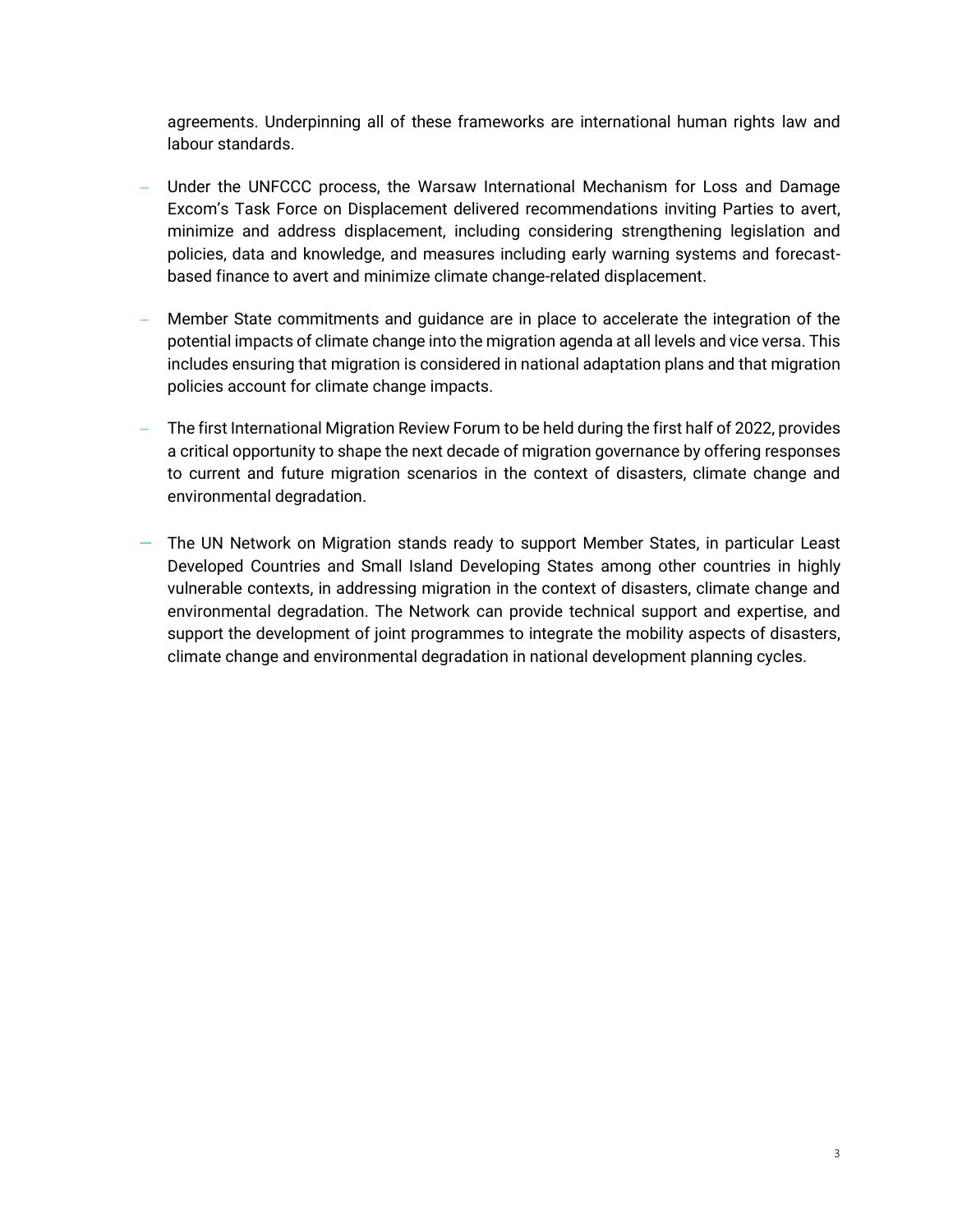agreements. Underpinning all of these frameworks are international human rights law and labour standards.

- Under the UNFCCC process, the Warsaw International Mechanism for Loss and Damage Excom's Task Force on Displacement delivered recommendations inviting Parties to avert, minimize and address displacement, including considering strengthening legislation and policies, data and knowledge, and measures including early warning systems and forecast-based finance to avert and minimize climate change-related displacement.

- Member State commitments and guidance are in place to accelerate the integration of the potential impacts of climate change into the migration agenda at all levels and vice versa. This includes ensuring that migration is considered in national adaptation plans and that migration policies account for climate change impacts.

- The first International Migration Review Forum to be held during the first half of 2022, provides a critical opportunity to shape the next decade of migration governance by offering responses to current and future migration scenarios in the context of disasters, climate change and environmental degradation.

- The UN Network on Migration stands ready to support Member States, in particular Least Developed Countries and Small Island Developing States among other countries in highly vulnerable contexts, in addressing migration in the context of disasters, climate change and environmental degradation. The Network can provide technical support and expertise, and support the development of joint programmes to integrate the mobility aspects of disasters, climate change and environmental degradation in national development planning cycles.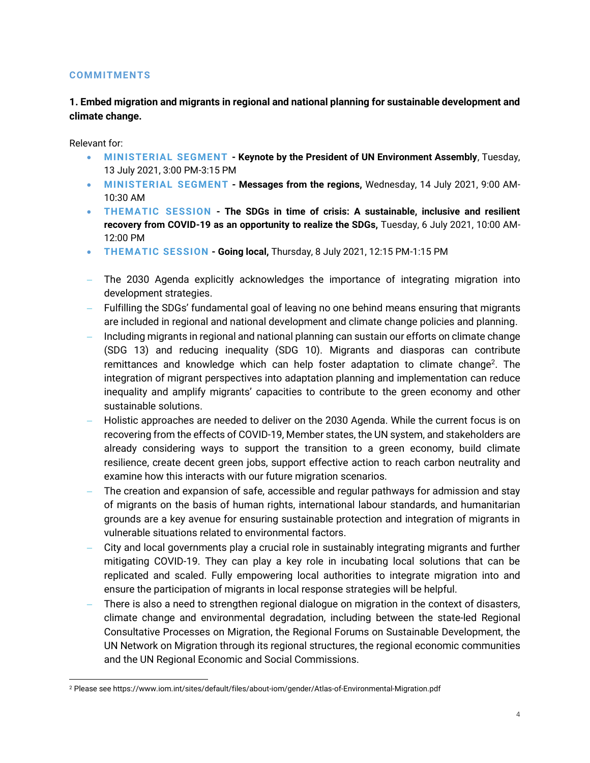## COMMITMENTS

### 1. Embed migration and migrants in regional and national planning for sustainable development and climate change.

Relevant for:

- **MINISTERIAL SEGMENT - Keynote by the President of UN Environment Assembly**, Tuesday, 13 July 2021, 3:00 PM-3:15 PM
- **MINISTERIAL SEGMENT - Messages from the regions,** Wednesday, 14 July 2021, 9:00 AM-10:30 AM
- **THEMATIC SESSION - The SDGs in time of crisis: A sustainable, inclusive and resilient recovery from COVID-19 as an opportunity to realize the SDGs,** Tuesday, 6 July 2021, 10:00 AM-12:00 PM
- **THEMATIC SESSION - Going local,** Thursday, 8 July 2021, 12:15 PM-1:15 PM

- The 2030 Agenda explicitly acknowledges the importance of integrating migration into development strategies.
- Fulfilling the SDGs' fundamental goal of leaving no one behind means ensuring that migrants are included in regional and national development and climate change policies and planning.
- Including migrants in regional and national planning can sustain our efforts on climate change (SDG 13) and reducing inequality (SDG 10). Migrants and diasporas can contribute remittances and knowledge which can help foster adaptation to climate change[2]. The integration of migrant perspectives into adaptation planning and implementation can reduce inequality and amplify migrants' capacities to contribute to the green economy and other sustainable solutions.
- Holistic approaches are needed to deliver on the 2030 Agenda. While the current focus is on recovering from the effects of COVID-19, Member states, the UN system, and stakeholders are already considering ways to support the transition to a green economy, build climate resilience, create decent green jobs, support effective action to reach carbon neutrality and examine how this interacts with our future migration scenarios.
- The creation and expansion of safe, accessible and regular pathways for admission and stay of migrants on the basis of human rights, international labour standards, and humanitarian grounds are a key avenue for ensuring sustainable protection and integration of migrants in vulnerable situations related to environmental factors.
- City and local governments play a crucial role in sustainably integrating migrants and further mitigating COVID-19. They can play a key role in incubating local solutions that can be replicated and scaled. Fully empowering local authorities to integrate migration into and ensure the participation of migrants in local response strategies will be helpful.
- There is also a need to strengthen regional dialogue on migration in the context of disasters, climate change and environmental degradation, including between the state-led Regional Consultative Processes on Migration, the Regional Forums on Sustainable Development, the UN Network on Migration through its regional structures, the regional economic communities and the UN Regional Economic and Social Commissions.

---

[2] Please see https://www.iom.int/sites/default/files/about-iom/gender/Atlas-of-Environmental-Migration.pdf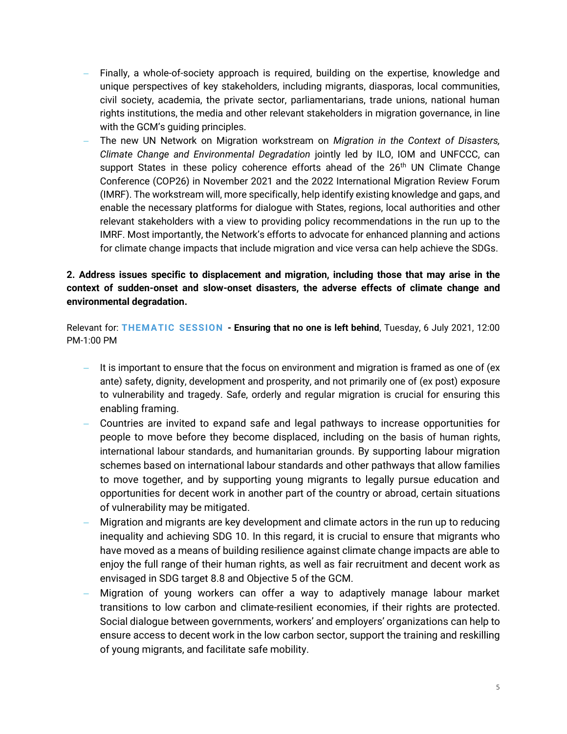- Finally, a whole-of-society approach is required, building on the expertise, knowledge and unique perspectives of key stakeholders, including migrants, diasporas, local communities, civil society, academia, the private sector, parliamentarians, trade unions, national human rights institutions, the media and other relevant stakeholders in migration governance, in line with the GCM's guiding principles.
- The new UN Network on Migration workstream on *Migration in the Context of Disasters, Climate Change and Environmental Degradation* jointly led by ILO, IOM and UNFCCC, can support States in these policy coherence efforts ahead of the 26th UN Climate Change Conference (COP26) in November 2021 and the 2022 International Migration Review Forum (IMRF). The workstream will, more specifically, help identify existing knowledge and gaps, and enable the necessary platforms for dialogue with States, regions, local authorities and other relevant stakeholders with a view to providing policy recommendations in the run up to the IMRF. Most importantly, the Network's efforts to advocate for enhanced planning and actions for climate change impacts that include migration and vice versa can help achieve the SDGs.

**2. Address issues specific to displacement and migration, including those that may arise in the context of sudden-onset and slow-onset disasters, the adverse effects of climate change and environmental degradation.**

Relevant for: **THEMATIC SESSION - Ensuring that no one is left behind**, Tuesday, 6 July 2021, 12:00 PM-1:00 PM

- It is important to ensure that the focus on environment and migration is framed as one of (ex ante) safety, dignity, development and prosperity, and not primarily one of (ex post) exposure to vulnerability and tragedy. Safe, orderly and regular migration is crucial for ensuring this enabling framing.
- Countries are invited to expand safe and legal pathways to increase opportunities for people to move before they become displaced, including on the basis of human rights, international labour standards, and humanitarian grounds. By supporting labour migration schemes based on international labour standards and other pathways that allow families to move together, and by supporting young migrants to legally pursue education and opportunities for decent work in another part of the country or abroad, certain situations of vulnerability may be mitigated.
- Migration and migrants are key development and climate actors in the run up to reducing inequality and achieving SDG 10. In this regard, it is crucial to ensure that migrants who have moved as a means of building resilience against climate change impacts are able to enjoy the full range of their human rights, as well as fair recruitment and decent work as envisaged in SDG target 8.8 and Objective 5 of the GCM.
- Migration of young workers can offer a way to adaptively manage labour market transitions to low carbon and climate-resilient economies, if their rights are protected. Social dialogue between governments, workers' and employers' organizations can help to ensure access to decent work in the low carbon sector, support the training and reskilling of young migrants, and facilitate safe mobility.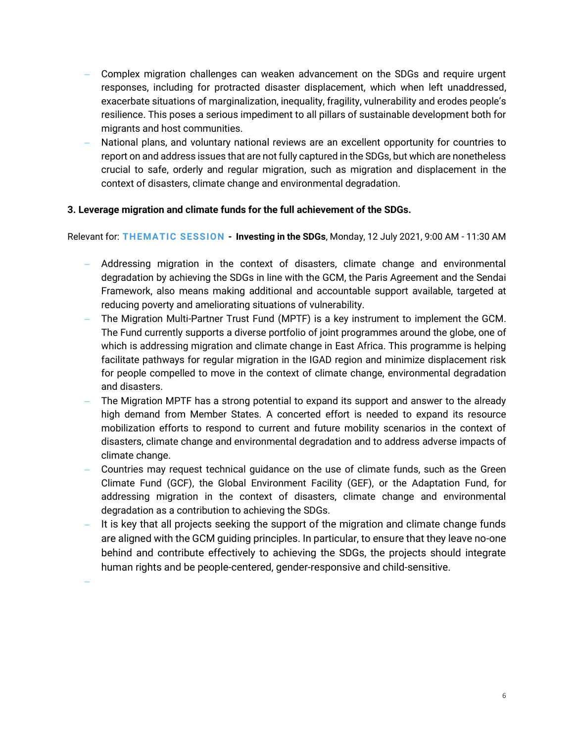- Complex migration challenges can weaken advancement on the SDGs and require urgent responses, including for protracted disaster displacement, which when left unaddressed, exacerbate situations of marginalization, inequality, fragility, vulnerability and erodes people's resilience. This poses a serious impediment to all pillars of sustainable development both for migrants and host communities.
- National plans, and voluntary national reviews are an excellent opportunity for countries to report on and address issues that are not fully captured in the SDGs, but which are nonetheless crucial to safe, orderly and regular migration, such as migration and displacement in the context of disasters, climate change and environmental degradation.

**3. Leverage migration and climate funds for the full achievement of the SDGs.**

Relevant for: **THEMATIC SESSION - Investing in the SDGs**, Monday, 12 July 2021, 9:00 AM - 11:30 AM

- Addressing migration in the context of disasters, climate change and environmental degradation by achieving the SDGs in line with the GCM, the Paris Agreement and the Sendai Framework, also means making additional and accountable support available, targeted at reducing poverty and ameliorating situations of vulnerability.
- The Migration Multi-Partner Trust Fund (MPTF) is a key instrument to implement the GCM. The Fund currently supports a diverse portfolio of joint programmes around the globe, one of which is addressing migration and climate change in East Africa. This programme is helping facilitate pathways for regular migration in the IGAD region and minimize displacement risk for people compelled to move in the context of climate change, environmental degradation and disasters.
- The Migration MPTF has a strong potential to expand its support and answer to the already high demand from Member States. A concerted effort is needed to expand its resource mobilization efforts to respond to current and future mobility scenarios in the context of disasters, climate change and environmental degradation and to address adverse impacts of climate change.
- Countries may request technical guidance on the use of climate funds, such as the Green Climate Fund (GCF), the Global Environment Facility (GEF), or the Adaptation Fund, for addressing migration in the context of disasters, climate change and environmental degradation as a contribution to achieving the SDGs.
- It is key that all projects seeking the support of the migration and climate change funds are aligned with the GCM guiding principles. In particular, to ensure that they leave no-one behind and contribute effectively to achieving the SDGs, the projects should integrate human rights and be people-centered, gender-responsive and child-sensitive.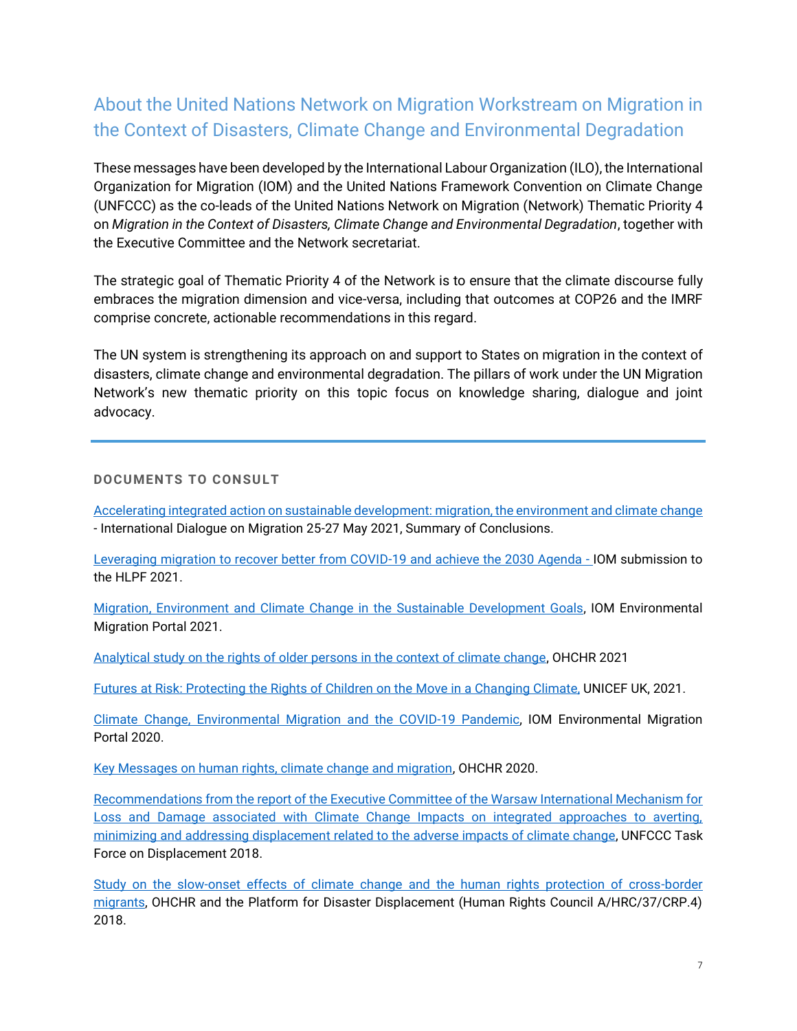## About the United Nations Network on Migration Workstream on Migration in the Context of Disasters, Climate Change and Environmental Degradation

These messages have been developed by the International Labour Organization (ILO), the International Organization for Migration (IOM) and the United Nations Framework Convention on Climate Change (UNFCCC) as the co-leads of the United Nations Network on Migration (Network) Thematic Priority 4 on *Migration in the Context of Disasters, Climate Change and Environmental Degradation*, together with the Executive Committee and the Network secretariat.

The strategic goal of Thematic Priority 4 of the Network is to ensure that the climate discourse fully embraces the migration dimension and vice-versa, including that outcomes at COP26 and the IMRF comprise concrete, actionable recommendations in this regard.

The UN system is strengthening its approach on and support to States on migration in the context of disasters, climate change and environmental degradation. The pillars of work under the UN Migration Network's new thematic priority on this topic focus on knowledge sharing, dialogue and joint advocacy.

---

**DOCUMENTS TO CONSULT**

Accelerating integrated action on sustainable development: migration, the environment and climate change - International Dialogue on Migration 25-27 May 2021, Summary of Conclusions.

Leveraging migration to recover better from COVID-19 and achieve the 2030 Agenda - IOM submission to the HLPF 2021.

Migration, Environment and Climate Change in the Sustainable Development Goals, IOM Environmental Migration Portal 2021.

Analytical study on the rights of older persons in the context of climate change, OHCHR 2021

Futures at Risk: Protecting the Rights of Children on the Move in a Changing Climate, UNICEF UK, 2021.

Climate Change, Environmental Migration and the COVID-19 Pandemic, IOM Environmental Migration Portal 2020.

Key Messages on human rights, climate change and migration, OHCHR 2020.

Recommendations from the report of the Executive Committee of the Warsaw International Mechanism for Loss and Damage associated with Climate Change Impacts on integrated approaches to averting, minimizing and addressing displacement related to the adverse impacts of climate change, UNFCCC Task Force on Displacement 2018.

Study on the slow-onset effects of climate change and the human rights protection of cross-border migrants, OHCHR and the Platform for Disaster Displacement (Human Rights Council A/HRC/37/CRP.4) 2018.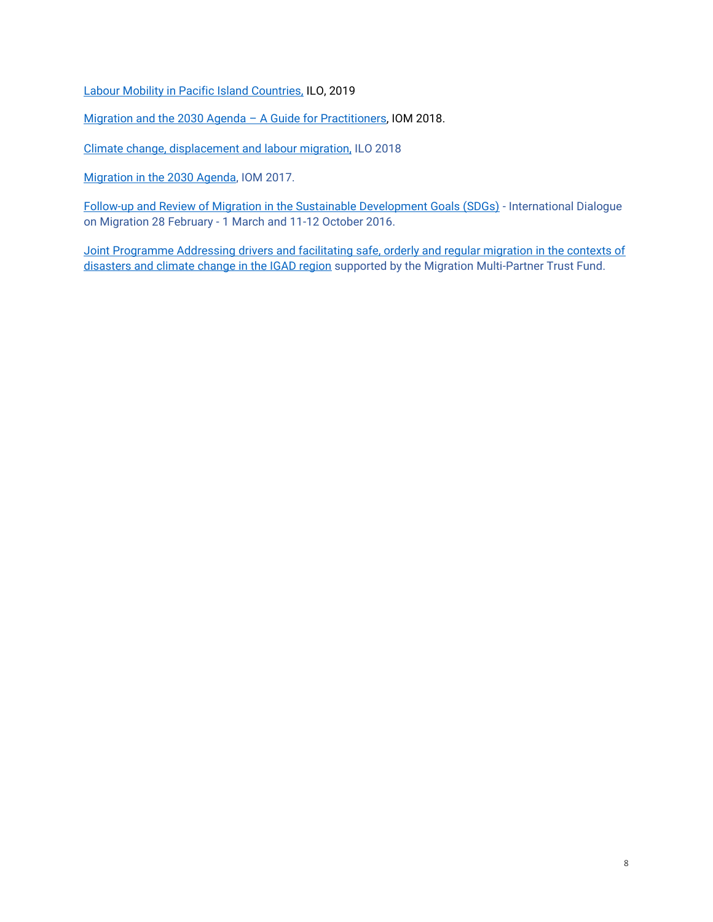Labour Mobility in Pacific Island Countries, ILO, 2019

Migration and the 2030 Agenda – A Guide for Practitioners, IOM 2018.

Climate change, displacement and labour migration, ILO 2018

Migration in the 2030 Agenda, IOM 2017.

Follow-up and Review of Migration in the Sustainable Development Goals (SDGs) - International Dialogue on Migration 28 February - 1 March and 11-12 October 2016.

Joint Programme Addressing drivers and facilitating safe, orderly and regular migration in the contexts of disasters and climate change in the IGAD region supported by the Migration Multi-Partner Trust Fund.